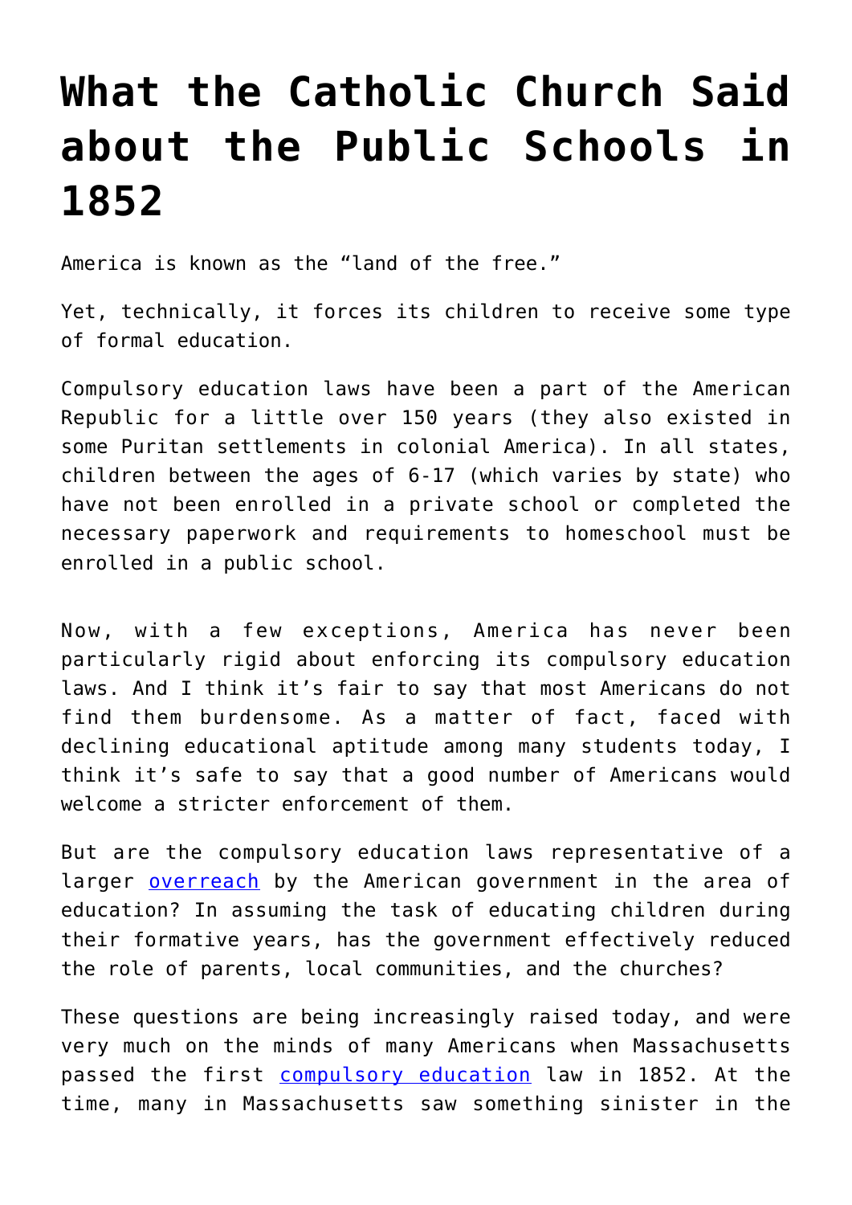# What the Catholic Church Said about the Public Schools in 1852

America is known as the "land of the free."

Yet, technically, it forces its children to receive some type of formal education.

Compulsory education laws have been a part of the American Republic for a little over 150 years (they also existed in some Puritan settlements in colonial America). In all states, children between the ages of 6-17 (which varies by state) who have not been enrolled in a private school or completed the necessary paperwork and requirements to homeschool must be enrolled in a public school.

Now, with a few exceptions, America has never been particularly rigid about enforcing its compulsory education laws. And I think it's fair to say that most Americans do not find them burdensome. As a matter of fact, faced with declining educational aptitude among many students today, I think it's safe to say that a good number of Americans would welcome a stricter enforcement of them.

But are the compulsory education laws representative of a larger overreach by the American government in the area of education? In assuming the task of educating children during their formative years, has the government effectively reduced the role of parents, local communities, and the churches?

These questions are being increasingly raised today, and were very much on the minds of many Americans when Massachusetts passed the first compulsory education law in 1852. At the time, many in Massachusetts saw something sinister in the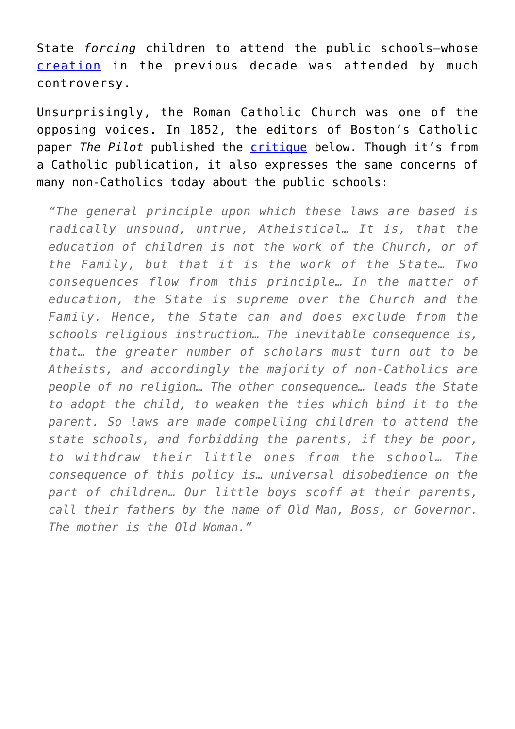State *forcing* children to attend the public schools—whose creation in the previous decade was attended by much controversy.

Unsurprisingly, the Roman Catholic Church was one of the opposing voices. In 1852, the editors of Boston's Catholic paper *The Pilot* published the critique below. Though it's from a Catholic publication, it also expresses the same concerns of many non-Catholics today about the public schools:

> *"The general principle upon which these laws are based is radically unsound, untrue, Atheistical… It is, that the education of children is not the work of the Church, or of the Family, but that it is the work of the State… Two consequences flow from this principle… In the matter of education, the State is supreme over the Church and the Family. Hence, the State can and does exclude from the schools religious instruction… The inevitable consequence is, that… the greater number of scholars must turn out to be Atheists, and accordingly the majority of non-Catholics are people of no religion… The other consequence… leads the State to adopt the child, to weaken the ties which bind it to the parent. So laws are made compelling children to attend the state schools, and forbidding the parents, if they be poor, to withdraw their little ones from the school… The consequence of this policy is… universal disobedience on the part of children… Our little boys scoff at their parents, call their fathers by the name of Old Man, Boss, or Governor. The mother is the Old Woman."*